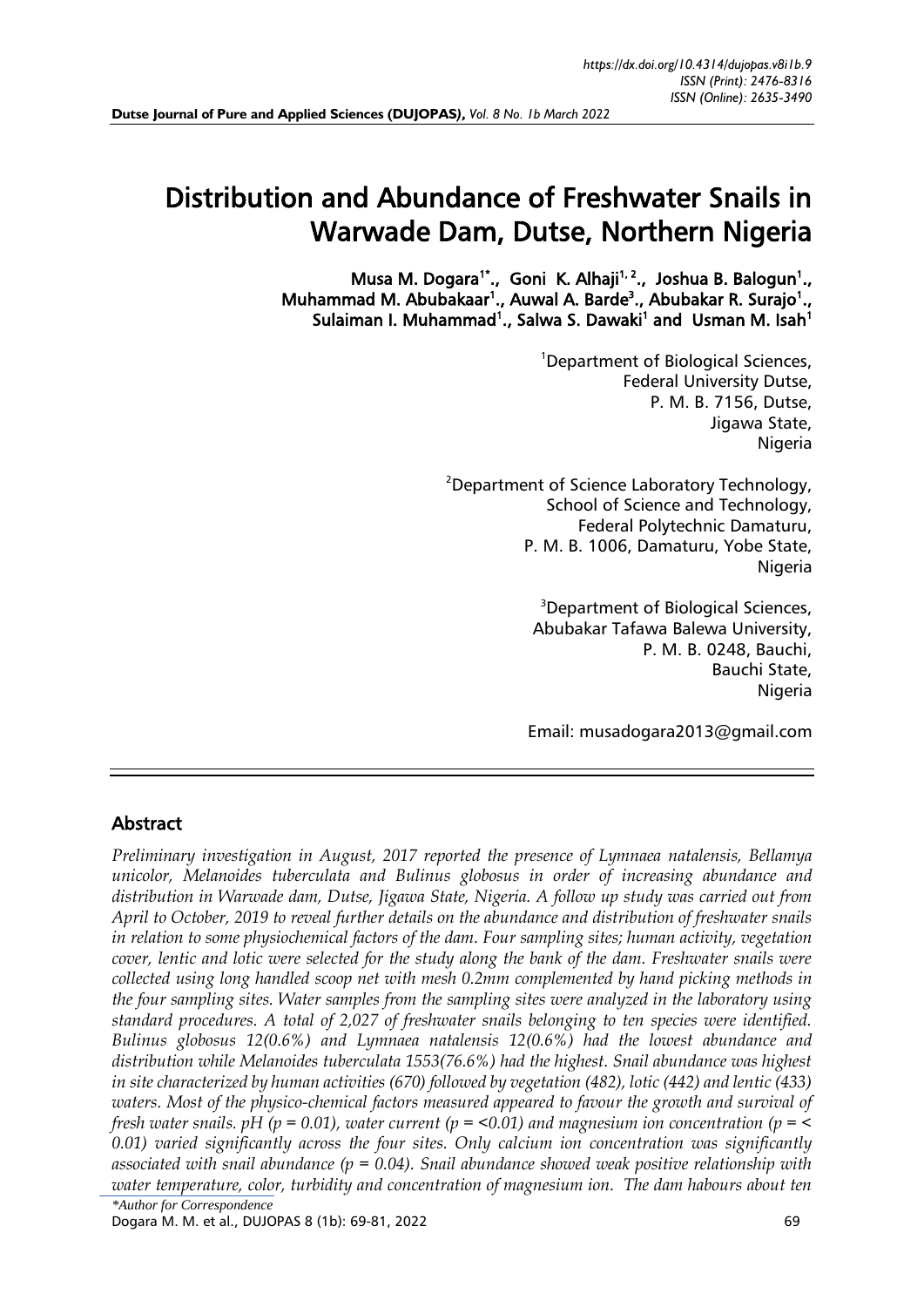# Distribution and Abundance of Freshwater Snails in Warwade Dam, Dutse, Northern Nigeria

**Musa M. Dogara[1*]., Goni K. Alhaji[1, 2]., Joshua B. Balogun[1]., Muhammad M. Abubakaar[1]., Auwal A. Barde[3]., Abubakar R. Surajo[1]., Sulaiman I. Muhammad[1]., Salwa S. Dawaki[1] and Usman M. Isah[1]**

[1]Department of Biological Sciences,
Federal University Dutse,
P. M. B. 7156, Dutse,
Jigawa State,
Nigeria

[2]Department of Science Laboratory Technology,
School of Science and Technology,
Federal Polytechnic Damaturu,
P. M. B. 1006, Damaturu, Yobe State,
Nigeria

[3]Department of Biological Sciences,
Abubakar Tafawa Balewa University,
P. M. B. 0248, Bauchi,
Bauchi State,
Nigeria

Email: musadogara2013@gmail.com

## Abstract

*Preliminary investigation in August, 2017 reported the presence of Lymnaea natalensis, Bellamya unicolor, Melanoides tuberculata and Bulinus globosus in order of increasing abundance and distribution in Warwade dam, Dutse, Jigawa State, Nigeria. A follow up study was carried out from April to October, 2019 to reveal further details on the abundance and distribution of freshwater snails in relation to some physiochemical factors of the dam. Four sampling sites; human activity, vegetation cover, lentic and lotic were selected for the study along the bank of the dam. Freshwater snails were collected using long handled scoop net with mesh 0.2mm complemented by hand picking methods in the four sampling sites. Water samples from the sampling sites were analyzed in the laboratory using standard procedures. A total of 2,027 of freshwater snails belonging to ten species were identified. Bulinus globosus 12(0.6%) and Lymnaea natalensis 12(0.6%) had the lowest abundance and distribution while Melanoides tuberculata 1553(76.6%) had the highest. Snail abundance was highest in site characterized by human activities (670) followed by vegetation (482), lotic (442) and lentic (433) waters. Most of the physico-chemical factors measured appeared to favour the growth and survival of fresh water snails. pH ($p = 0.01$), water current ($p = <0.01$) and magnesium ion concentration ($p = < 0.01$) varied significantly across the four sites. Only calcium ion concentration was significantly associated with snail abundance ($p = 0.04$). Snail abundance showed weak positive relationship with water temperature, color, turbidity and concentration of magnesium ion. The dam habours about ten*

*Author for Correspondence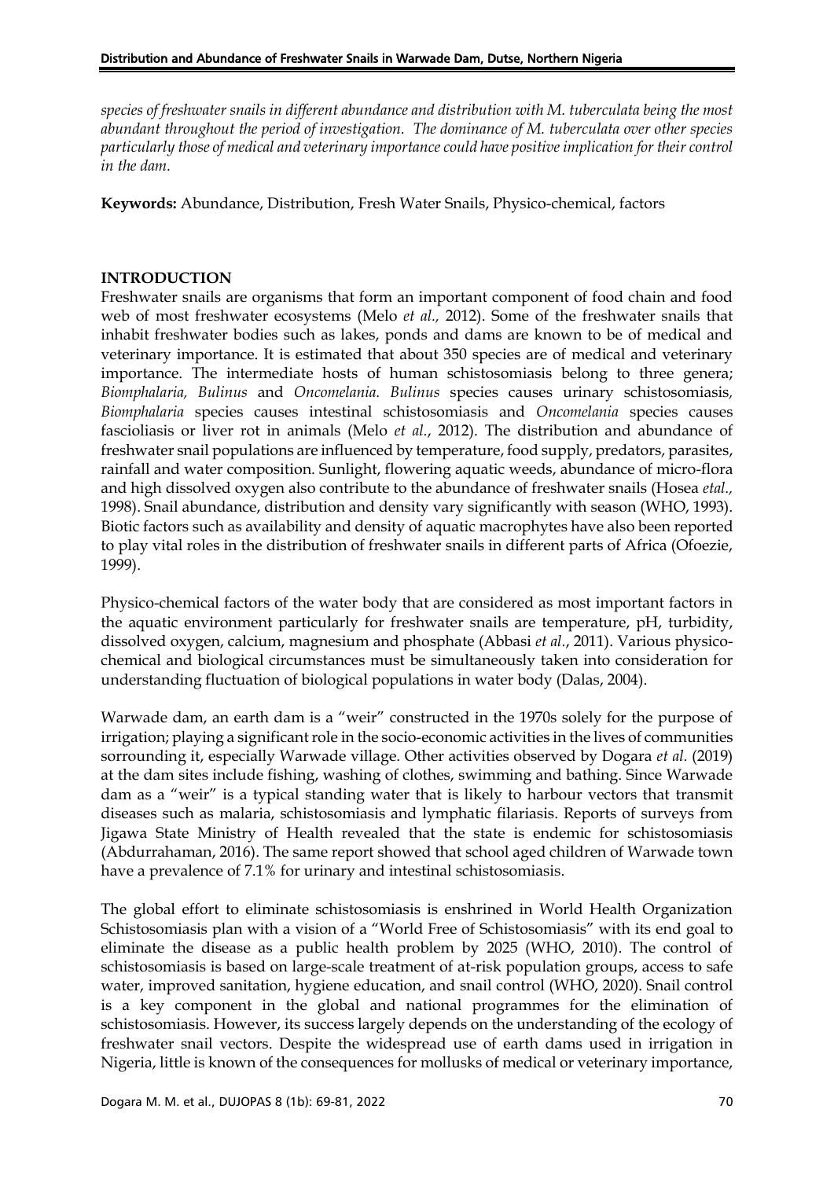*species of freshwater snails in different abundance and distribution with M. tuberculata being the most abundant throughout the period of investigation. The dominance of M. tuberculata over other species particularly those of medical and veterinary importance could have positive implication for their control in the dam.*

**Keywords:** Abundance, Distribution, Fresh Water Snails, Physico-chemical, factors

## INTRODUCTION

Freshwater snails are organisms that form an important component of food chain and food web of most freshwater ecosystems (Melo *et al.,* 2012). Some of the freshwater snails that inhabit freshwater bodies such as lakes, ponds and dams are known to be of medical and veterinary importance. It is estimated that about 350 species are of medical and veterinary importance. The intermediate hosts of human schistosomiasis belong to three genera; *Biomphalaria, Bulinus* and *Oncomelania. Bulinus* species causes urinary schistosomiasis*, Biomphalaria* species causes intestinal schistosomiasis and *Oncomelania* species causes fascioliasis or liver rot in animals (Melo *et al.*, 2012). The distribution and abundance of freshwater snail populations are influenced by temperature, food supply, predators, parasites, rainfall and water composition. Sunlight, flowering aquatic weeds, abundance of micro-flora and high dissolved oxygen also contribute to the abundance of freshwater snails (Hosea *etal.,* 1998). Snail abundance, distribution and density vary significantly with season (WHO, 1993). Biotic factors such as availability and density of aquatic macrophytes have also been reported to play vital roles in the distribution of freshwater snails in different parts of Africa (Ofoezie, 1999).

Physico-chemical factors of the water body that are considered as most important factors in the aquatic environment particularly for freshwater snails are temperature, pH, turbidity, dissolved oxygen, calcium, magnesium and phosphate (Abbasi *et al*., 2011). Various physico-chemical and biological circumstances must be simultaneously taken into consideration for understanding fluctuation of biological populations in water body (Dalas, 2004).

Warwade dam, an earth dam is a "weir" constructed in the 1970s solely for the purpose of irrigation; playing a significant role in the socio-economic activities in the lives of communities sorrounding it, especially Warwade village. Other activities observed by Dogara *et al.* (2019) at the dam sites include fishing, washing of clothes, swimming and bathing. Since Warwade dam as a "weir" is a typical standing water that is likely to harbour vectors that transmit diseases such as malaria, schistosomiasis and lymphatic filariasis. Reports of surveys from Jigawa State Ministry of Health revealed that the state is endemic for schistosomiasis (Abdurrahaman, 2016). The same report showed that school aged children of Warwade town have a prevalence of 7.1% for urinary and intestinal schistosomiasis.

The global effort to eliminate schistosomiasis is enshrined in World Health Organization Schistosomiasis plan with a vision of a "World Free of Schistosomiasis" with its end goal to eliminate the disease as a public health problem by 2025 (WHO, 2010). The control of schistosomiasis is based on large-scale treatment of at-risk population groups, access to safe water, improved sanitation, hygiene education, and snail control (WHO, 2020). Snail control is a key component in the global and national programmes for the elimination of schistosomiasis. However, its success largely depends on the understanding of the ecology of freshwater snail vectors. Despite the widespread use of earth dams used in irrigation in Nigeria, little is known of the consequences for mollusks of medical or veterinary importance,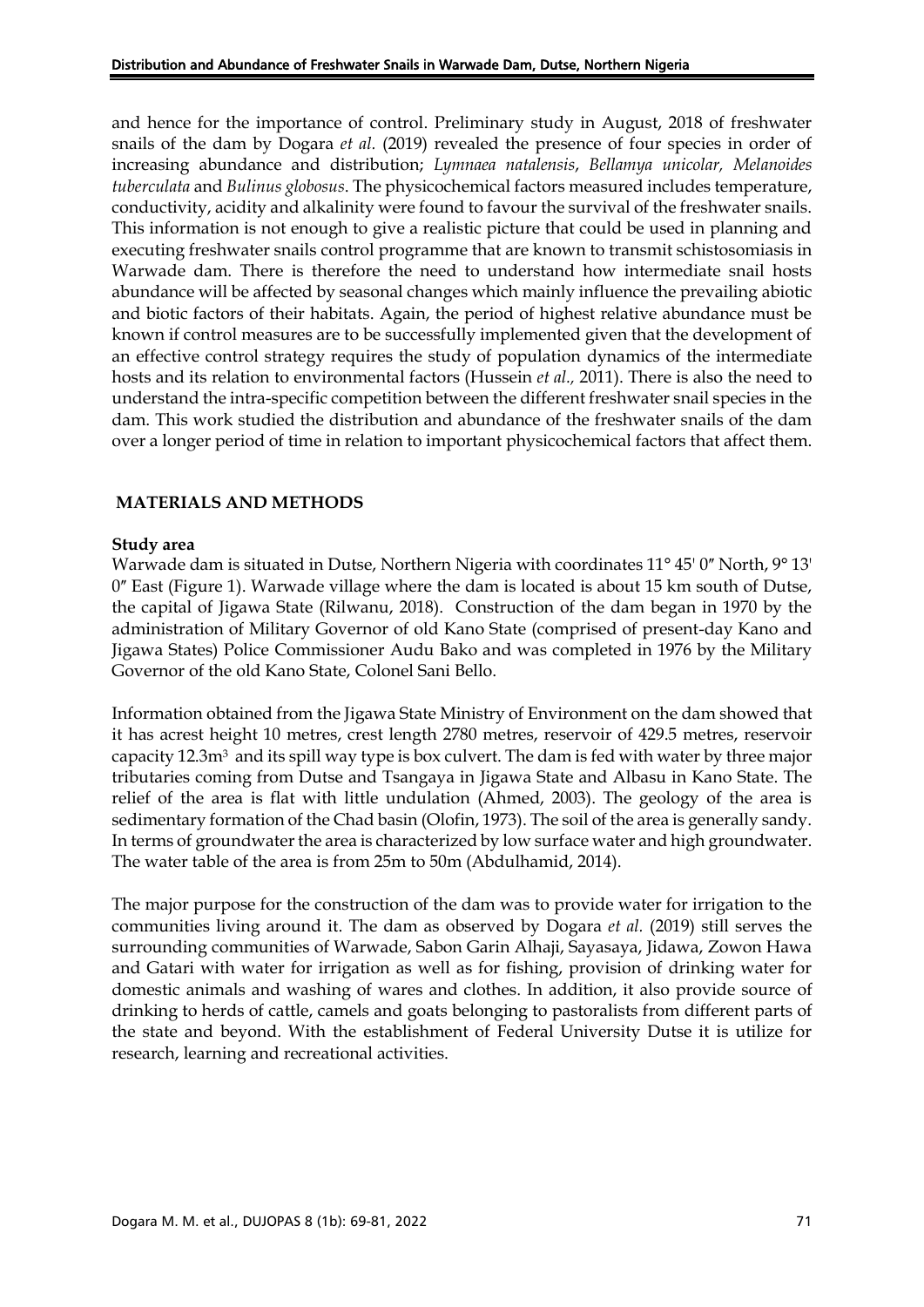and hence for the importance of control. Preliminary study in August, 2018 of freshwater snails of the dam by Dogara *et al.* (2019) revealed the presence of four species in order of increasing abundance and distribution; *Lymnaea natalensis*, *Bellamya unicolar, Melanoides tuberculata* and *Bulinus globosus*. The physicochemical factors measured includes temperature, conductivity, acidity and alkalinity were found to favour the survival of the freshwater snails. This information is not enough to give a realistic picture that could be used in planning and executing freshwater snails control programme that are known to transmit schistosomiasis in Warwade dam. There is therefore the need to understand how intermediate snail hosts abundance will be affected by seasonal changes which mainly influence the prevailing abiotic and biotic factors of their habitats. Again, the period of highest relative abundance must be known if control measures are to be successfully implemented given that the development of an effective control strategy requires the study of population dynamics of the intermediate hosts and its relation to environmental factors (Hussein *et al.,* 2011). There is also the need to understand the intra-specific competition between the different freshwater snail species in the dam. This work studied the distribution and abundance of the freshwater snails of the dam over a longer period of time in relation to important physicochemical factors that affect them.

## MATERIALS AND METHODS

### Study area

Warwade dam is situated in Dutse, Northern Nigeria with coordinates 11° 45' 0″ North, 9° 13' 0″ East (Figure 1). Warwade village where the dam is located is about 15 km south of Dutse, the capital of Jigawa State (Rilwanu, 2018). Construction of the dam began in 1970 by the administration of Military Governor of old Kano State (comprised of present-day Kano and Jigawa States) Police Commissioner Audu Bako and was completed in 1976 by the Military Governor of the old Kano State, Colonel Sani Bello.

Information obtained from the Jigawa State Ministry of Environment on the dam showed that it has acrest height 10 metres, crest length 2780 metres, reservoir of 429.5 metres, reservoir capacity 12.3m$^3$ and its spill way type is box culvert. The dam is fed with water by three major tributaries coming from Dutse and Tsangaya in Jigawa State and Albasu in Kano State. The relief of the area is flat with little undulation (Ahmed, 2003). The geology of the area is sedimentary formation of the Chad basin (Olofin, 1973). The soil of the area is generally sandy. In terms of groundwater the area is characterized by low surface water and high groundwater. The water table of the area is from 25m to 50m (Abdulhamid, 2014).

The major purpose for the construction of the dam was to provide water for irrigation to the communities living around it. The dam as observed by Dogara *et al.* (2019) still serves the surrounding communities of Warwade, Sabon Garin Alhaji, Sayasaya, Jidawa, Zowon Hawa and Gatari with water for irrigation as well as for fishing, provision of drinking water for domestic animals and washing of wares and clothes. In addition, it also provide source of drinking to herds of cattle, camels and goats belonging to pastoralists from different parts of the state and beyond. With the establishment of Federal University Dutse it is utilize for research, learning and recreational activities.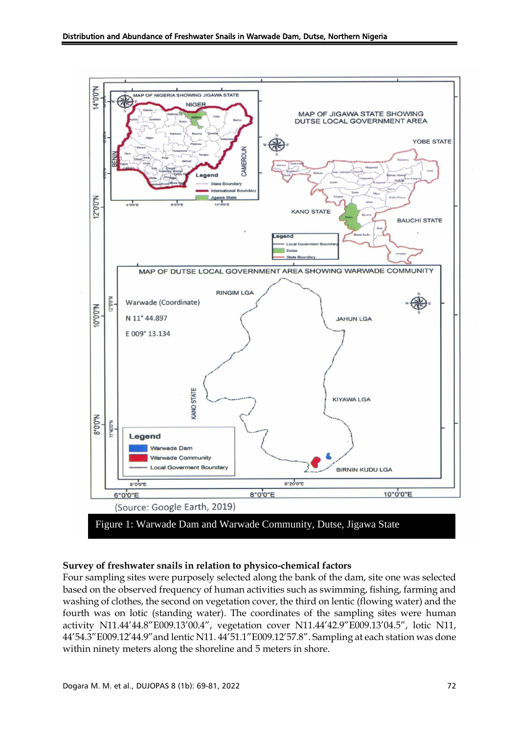(Source: Google Earth, 2019)

Figure 1: Warwade Dam and Warwade Community, Dutse, Jigawa State

**Survey of freshwater snails in relation to physico-chemical factors**

Four sampling sites were purposely selected along the bank of the dam, site one was selected based on the observed frequency of human activities such as swimming, fishing, farming and washing of clothes, the second on vegetation cover, the third on lentic (flowing water) and the fourth was on lotic (standing water). The coordinates of the sampling sites were human activity N11.44′44.8″E009.13′00.4″, vegetation cover N11.44′42.9″E009.13′04.5″, lotic N11, 44′54.3″E009.12′44.9″and lentic N11. 44′51.1″E009.12′57.8″. Sampling at each station was done within ninety meters along the shoreline and 5 meters in shore.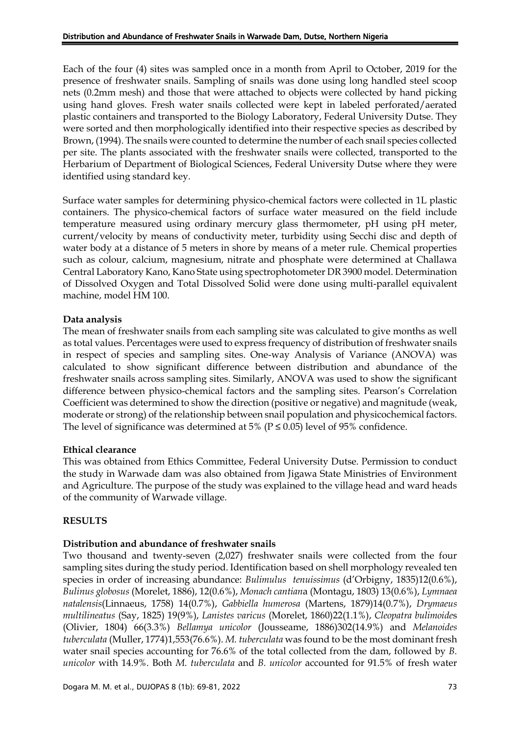Each of the four (4) sites was sampled once in a month from April to October, 2019 for the presence of freshwater snails. Sampling of snails was done using long handled steel scoop nets (0.2mm mesh) and those that were attached to objects were collected by hand picking using hand gloves. Fresh water snails collected were kept in labeled perforated/aerated plastic containers and transported to the Biology Laboratory, Federal University Dutse. They were sorted and then morphologically identified into their respective species as described by Brown, (1994). The snails were counted to determine the number of each snail species collected per site. The plants associated with the freshwater snails were collected, transported to the Herbarium of Department of Biological Sciences, Federal University Dutse where they were identified using standard key.

Surface water samples for determining physico-chemical factors were collected in 1L plastic containers. The physico-chemical factors of surface water measured on the field include temperature measured using ordinary mercury glass thermometer, pH using pH meter, current/velocity by means of conductivity meter, turbidity using Secchi disc and depth of water body at a distance of 5 meters in shore by means of a meter rule. Chemical properties such as colour, calcium, magnesium, nitrate and phosphate were determined at Challawa Central Laboratory Kano, Kano State using spectrophotometer DR 3900 model. Determination of Dissolved Oxygen and Total Dissolved Solid were done using multi-parallel equivalent machine, model HM 100.

**Data analysis**

The mean of freshwater snails from each sampling site was calculated to give months as well as total values. Percentages were used to express frequency of distribution of freshwater snails in respect of species and sampling sites. One-way Analysis of Variance (ANOVA) was calculated to show significant difference between distribution and abundance of the freshwater snails across sampling sites. Similarly, ANOVA was used to show the significant difference between physico-chemical factors and the sampling sites. Pearson's Correlation Coefficient was determined to show the direction (positive or negative) and magnitude (weak, moderate or strong) of the relationship between snail population and physicochemical factors. The level of significance was determined at 5% ($P \leq 0.05$) level of 95% confidence.

**Ethical clearance**

This was obtained from Ethics Committee, Federal University Dutse. Permission to conduct the study in Warwade dam was also obtained from Jigawa State Ministries of Environment and Agriculture. The purpose of the study was explained to the village head and ward heads of the community of Warwade village.

**RESULTS**

**Distribution and abundance of freshwater snails**

Two thousand and twenty-seven (2,027) freshwater snails were collected from the four sampling sites during the study period. Identification based on shell morphology revealed ten species in order of increasing abundance: *Bulimulus tenuissimus* (d'Orbigny, 1835)12(0.6%), *Bulinus globosus* (Morelet, 1886), 12(0.6%), *Monach cantian*a (Montagu, 1803) 13(0.6%), *Lymnaea natalensis*(Linnaeus, 1758) 14(0.7%), *Gabbiella humerosa* (Martens, 1879)14(0.7%), *Drymaeus multilineatus* (Say, 1825) 19(9%), *Lanistes varicus* (Morelet, 1860)22(1.1%), *Cleopatra bulimoide*s (Olivier, 1804) 66(3.3%) *Bellamya unicolor* (Jousseame, 1886)302(14.9%) and *Melanoides tuberculata* (Muller, 1774)1,553(76.6%). *M. tuberculata* was found to be the most dominant fresh water snail species accounting for 76.6% of the total collected from the dam, followed by *B. unicolor* with 14.9%. Both *M. tuberculata* and *B. unicolor* accounted for 91.5% of fresh water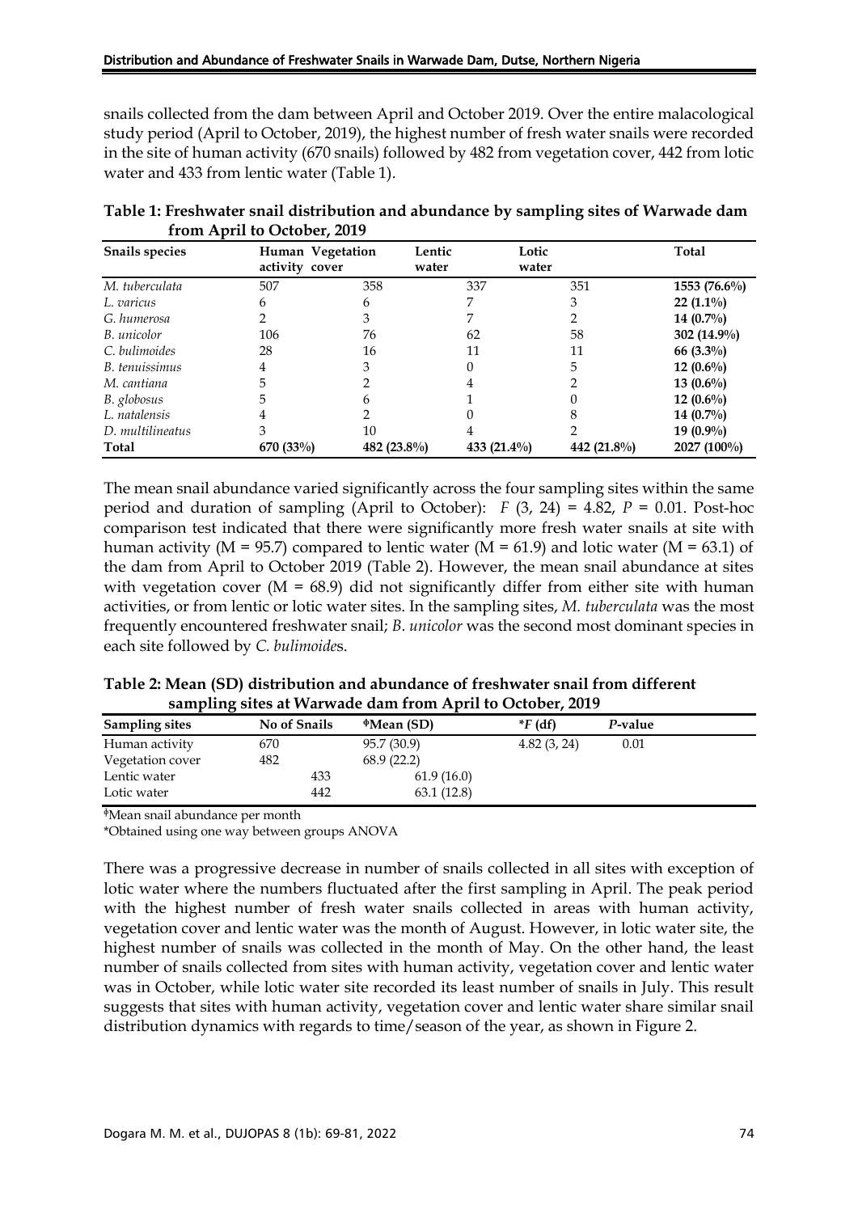snails collected from the dam between April and October 2019. Over the entire malacological study period (April to October, 2019), the highest number of fresh water snails were recorded in the site of human activity (670 snails) followed by 482 from vegetation cover, 442 from lotic water and 433 from lentic water (Table 1).

**Table 1: Freshwater snail distribution and abundance by sampling sites of Warwade dam from April to October, 2019**

| Snails species | Human activity | Vegetation cover | Lentic water | Lotic water | Total |
|---|---|---|---|---|---|
| *M. tuberculata* | 507 | 358 | 337 | 351 | **1553 (76.6%)** |
| *L. varicus* | 6 | 6 | 7 | 3 | **22 (1.1%)** |
| *G. humerosa* | 2 | 3 | 7 | 2 | **14 (0.7%)** |
| *B. unicolor* | 106 | 76 | 62 | 58 | **302 (14.9%)** |
| *C. bulimoides* | 28 | 16 | 11 | 11 | **66 (3.3%)** |
| *B. tenuissimus* | 4 | 3 | 0 | 5 | **12 (0.6%)** |
| *M. cantiana* | 5 | 2 | 4 | 2 | **13 (0.6%)** |
| *B. globosus* | 5 | 6 | 1 | 0 | **12 (0.6%)** |
| *L. natalensis* | 4 | 2 | 0 | 8 | **14 (0.7%)** |
| *D. multilineatus* | 3 | 10 | 4 | 2 | **19 (0.9%)** |
| **Total** | **670 (33%)** | **482 (23.8%)** | **433 (21.4%)** | **442 (21.8%)** | **2027 (100%)** |

The mean snail abundance varied significantly across the four sampling sites within the same period and duration of sampling (April to October): $F$ (3, 24) = 4.82, $P$ = 0.01. Post-hoc comparison test indicated that there were significantly more fresh water snails at site with human activity (M = 95.7) compared to lentic water (M = 61.9) and lotic water (M = 63.1) of the dam from April to October 2019 (Table 2). However, the mean snail abundance at sites with vegetation cover (M = 68.9) did not significantly differ from either site with human activities, or from lentic or lotic water sites. In the sampling sites, *M. tuberculata* was the most frequently encountered freshwater snail; *B. unicolor* was the second most dominant species in each site followed by *C. bulimoide*s.

**Table 2: Mean (SD) distribution and abundance of freshwater snail from different sampling sites at Warwade dam from April to October, 2019**

| Sampling sites | No of Snails | ᶲMean (SD) | \*$F$ (df) | $P$-value |
|---|---|---|---|---|
| Human activity | 670 | 95.7 (30.9) | 4.82 (3, 24) | 0.01 |
| Vegetation cover | 482 | 68.9 (22.2) | | |
| Lentic water | 433 | 61.9 (16.0) | | |
| Lotic water | 442 | 63.1 (12.8) | | |

ᶲMean snail abundance per month

*Obtained using one way between groups ANOVA

There was a progressive decrease in number of snails collected in all sites with exception of lotic water where the numbers fluctuated after the first sampling in April. The peak period with the highest number of fresh water snails collected in areas with human activity, vegetation cover and lentic water was the month of August. However, in lotic water site, the highest number of snails was collected in the month of May. On the other hand, the least number of snails collected from sites with human activity, vegetation cover and lentic water was in October, while lotic water site recorded its least number of snails in July. This result suggests that sites with human activity, vegetation cover and lentic water share similar snail distribution dynamics with regards to time/season of the year, as shown in Figure 2.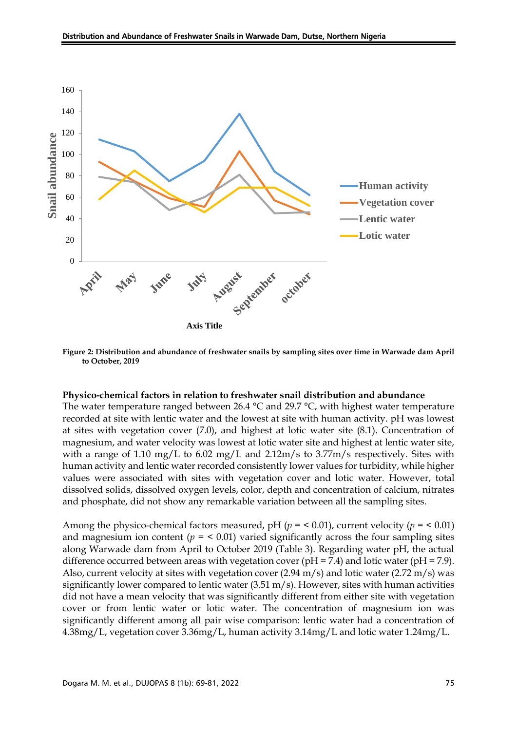**Figure 2: Distribution and abundance of freshwater snails by sampling sites over time in Warwade dam April to October, 2019**

**Physico-chemical factors in relation to freshwater snail distribution and abundance**

The water temperature ranged between 26.4 °C and 29.7 °C, with highest water temperature recorded at site with lentic water and the lowest at site with human activity. pH was lowest at sites with vegetation cover (7.0), and highest at lotic water site (8.1). Concentration of magnesium, and water velocity was lowest at lotic water site and highest at lentic water site, with a range of 1.10 mg/L to 6.02 mg/L and 2.12m/s to 3.77m/s respectively. Sites with human activity and lentic water recorded consistently lower values for turbidity, while higher values were associated with sites with vegetation cover and lotic water. However, total dissolved solids, dissolved oxygen levels, color, depth and concentration of calcium, nitrates and phosphate, did not show any remarkable variation between all the sampling sites.

Among the physico-chemical factors measured, pH ($p$ = < 0.01), current velocity ($p$ = < 0.01) and magnesium ion content ($p$ = < 0.01) varied significantly across the four sampling sites along Warwade dam from April to October 2019 (Table 3). Regarding water pH, the actual difference occurred between areas with vegetation cover (pH = 7.4) and lotic water (pH = 7.9). Also, current velocity at sites with vegetation cover (2.94 m/s) and lotic water (2.72 m/s) was significantly lower compared to lentic water (3.51 m/s). However, sites with human activities did not have a mean velocity that was significantly different from either site with vegetation cover or from lentic water or lotic water. The concentration of magnesium ion was significantly different among all pair wise comparison: lentic water had a concentration of 4.38mg/L, vegetation cover 3.36mg/L, human activity 3.14mg/L and lotic water 1.24mg/L.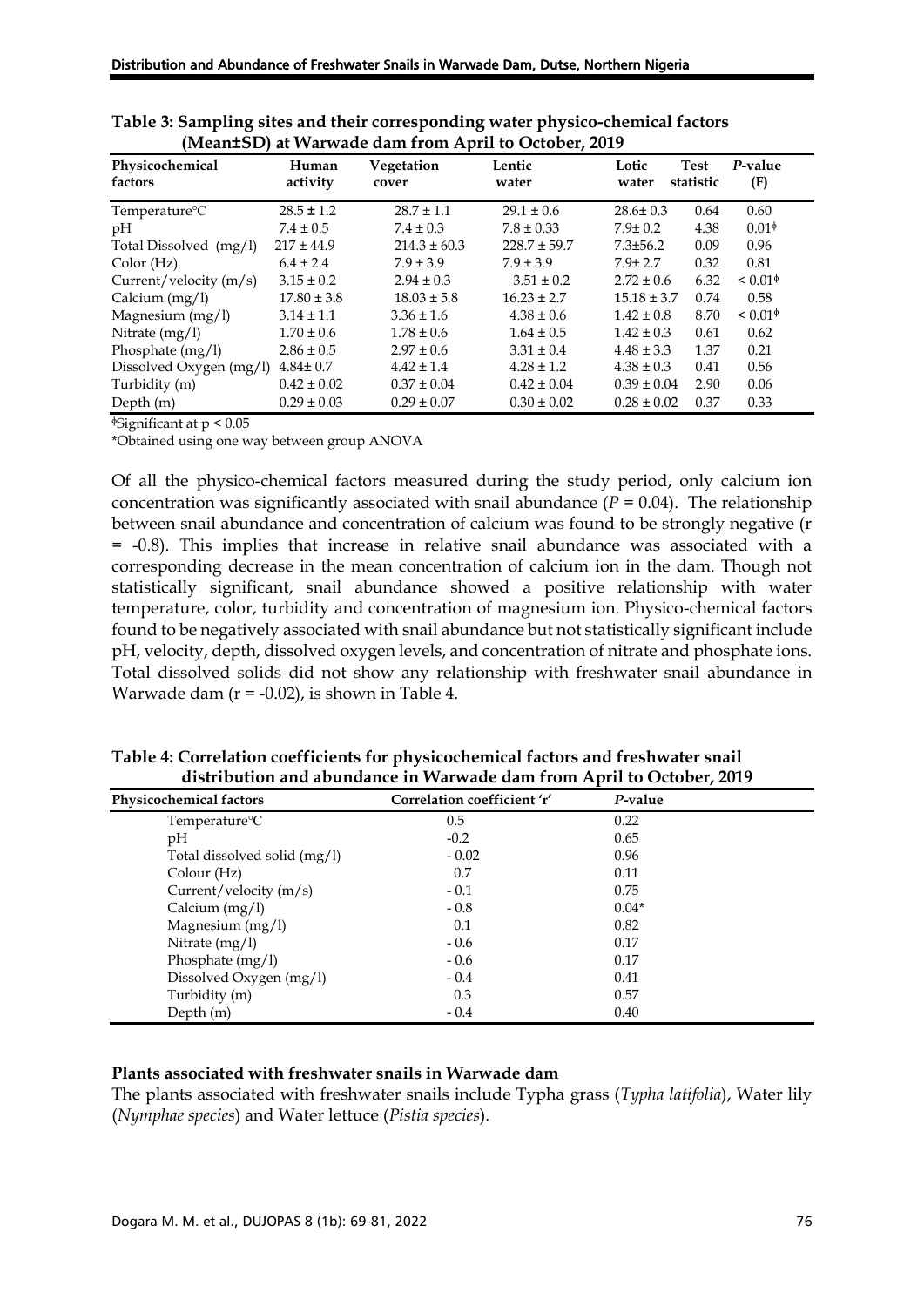**Table 3: Sampling sites and their corresponding water physico-chemical factors (Mean±SD) at Warwade dam from April to October, 2019**

| Physicochemical factors | Human activity | Vegetation cover | Lentic water | Lotic water | Test statistic | *P*-value (F) |
|---|---|---|---|---|---|---|
| Temperature°C | 28.5 ± 1.2 | 28.7 ± 1.1 | 29.1 ± 0.6 | 28.6± 0.3 | 0.64 | 0.60 |
| pH | 7.4 ± 0.5 | 7.4 ± 0.3 | 7.8 ± 0.33 | 7.9± 0.2 | 4.38 | 0.01ᶲ |
| Total Dissolved (mg/l) | 217 ± 44.9 | 214.3 ± 60.3 | 228.7 ± 59.7 | 7.3±56.2 | 0.09 | 0.96 |
| Color (Hz) | 6.4 ± 2.4 | 7.9 ± 3.9 | 7.9 ± 3.9 | 7.9± 2.7 | 0.32 | 0.81 |
| Current/velocity (m/s) | 3.15 ± 0.2 | 2.94 ± 0.3 | 3.51 ± 0.2 | 2.72 ± 0.6 | 6.32 | < 0.01ᶲ |
| Calcium (mg/l) | 17.80 ± 3.8 | 18.03 ± 5.8 | 16.23 ± 2.7 | 15.18 ± 3.7 | 0.74 | 0.58 |
| Magnesium (mg/l) | 3.14 ± 1.1 | 3.36 ± 1.6 | 4.38 ± 0.6 | 1.42 ± 0.8 | 8.70 | < 0.01ᶲ |
| Nitrate (mg/l) | 1.70 ± 0.6 | 1.78 ± 0.6 | 1.64 ± 0.5 | 1.42 ± 0.3 | 0.61 | 0.62 |
| Phosphate (mg/l) | 2.86 ± 0.5 | 2.97 ± 0.6 | 3.31 ± 0.4 | 4.48 ± 3.3 | 1.37 | 0.21 |
| Dissolved Oxygen (mg/l) | 4.84± 0.7 | 4.42 ± 1.4 | 4.28 ± 1.2 | 4.38 ± 0.3 | 0.41 | 0.56 |
| Turbidity (m) | 0.42 ± 0.02 | 0.37 ± 0.04 | 0.42 ± 0.04 | 0.39 ± 0.04 | 2.90 | 0.06 |
| Depth (m) | 0.29 ± 0.03 | 0.29 ± 0.07 | 0.30 ± 0.02 | 0.28 ± 0.02 | 0.37 | 0.33 |

ᶲSignificant at $p < 0.05$

*Obtained using one way between group ANOVA

Of all the physico-chemical factors measured during the study period, only calcium ion concentration was significantly associated with snail abundance ($P = 0.04$). The relationship between snail abundance and concentration of calcium was found to be strongly negative ($r = -0.8$). This implies that increase in relative snail abundance was associated with a corresponding decrease in the mean concentration of calcium ion in the dam. Though not statistically significant, snail abundance showed a positive relationship with water temperature, color, turbidity and concentration of magnesium ion. Physico-chemical factors found to be negatively associated with snail abundance but not statistically significant include pH, velocity, depth, dissolved oxygen levels, and concentration of nitrate and phosphate ions. Total dissolved solids did not show any relationship with freshwater snail abundance in Warwade dam ($r = -0.02$), is shown in Table 4.

**Table 4: Correlation coefficients for physicochemical factors and freshwater snail distribution and abundance in Warwade dam from April to October, 2019**

| Physicochemical factors | Correlation coefficient 'r' | *P*-value |
|---|---|---|
| Temperature°C | 0.5 | 0.22 |
| pH | -0.2 | 0.65 |
| Total dissolved solid (mg/l) | - 0.02 | 0.96 |
| Colour (Hz) | 0.7 | 0.11 |
| Current/velocity (m/s) | - 0.1 | 0.75 |
| Calcium (mg/l) | - 0.8 | 0.04* |
| Magnesium (mg/l) | 0.1 | 0.82 |
| Nitrate (mg/l) | - 0.6 | 0.17 |
| Phosphate (mg/l) | - 0.6 | 0.17 |
| Dissolved Oxygen (mg/l) | - 0.4 | 0.41 |
| Turbidity (m) | 0.3 | 0.57 |
| Depth (m) | - 0.4 | 0.40 |

### Plants associated with freshwater snails in Warwade dam

The plants associated with freshwater snails include Typha grass (*Typha latifolia*), Water lily (*Nymphae species*) and Water lettuce (*Pistia species*).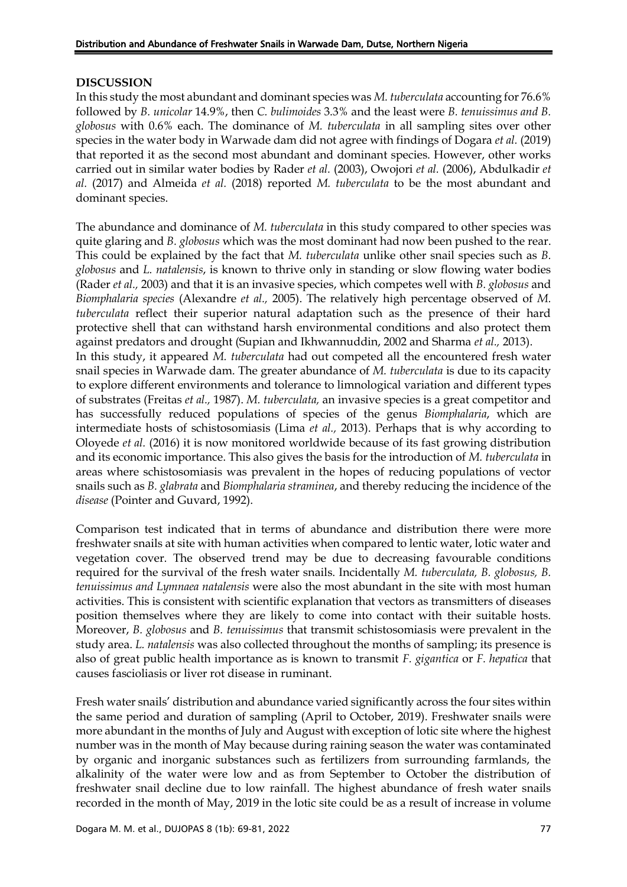## DISCUSSION

In this study the most abundant and dominant species was *M. tuberculata* accounting for 76.6% followed by *B. unicolar* 14.9%, then *C. bulimoides* 3.3% and the least were *B. tenuissimus and B. globosus* with 0.6% each. The dominance of *M. tuberculata* in all sampling sites over other species in the water body in Warwade dam did not agree with findings of Dogara *et al.* (2019) that reported it as the second most abundant and dominant species. However, other works carried out in similar water bodies by Rader *et al.* (2003), Owojori *et al.* (2006), Abdulkadir *et al.* (2017) and Almeida *et al.* (2018) reported *M. tuberculata* to be the most abundant and dominant species.

The abundance and dominance of *M. tuberculata* in this study compared to other species was quite glaring and *B. globosus* which was the most dominant had now been pushed to the rear. This could be explained by the fact that *M. tuberculata* unlike other snail species such as *B. globosus* and *L. natalensis*, is known to thrive only in standing or slow flowing water bodies (Rader *et al.,* 2003) and that it is an invasive species, which competes well with *B. globosus* and *Biomphalaria species* (Alexandre *et al.,* 2005). The relatively high percentage observed of *M. tuberculata* reflect their superior natural adaptation such as the presence of their hard protective shell that can withstand harsh environmental conditions and also protect them against predators and drought (Supian and Ikhwannuddin, 2002 and Sharma *et al.,* 2013).

In this study, it appeared *M. tuberculata* had out competed all the encountered fresh water snail species in Warwade dam. The greater abundance of *M. tuberculata* is due to its capacity to explore different environments and tolerance to limnological variation and different types of substrates (Freitas *et al.,* 1987). *M. tuberculata,* an invasive species is a great competitor and has successfully reduced populations of species of the genus *Biomphalaria*, which are intermediate hosts of schistosomiasis (Lima *et al.,* 2013). Perhaps that is why according to Oloyede *et al.* (2016) it is now monitored worldwide because of its fast growing distribution and its economic importance. This also gives the basis for the introduction of *M. tuberculata* in areas where schistosomiasis was prevalent in the hopes of reducing populations of vector snails such as *B. glabrata* and *Biomphalaria straminea*, and thereby reducing the incidence of the *disease* (Pointer and Guvard, 1992).

Comparison test indicated that in terms of abundance and distribution there were more freshwater snails at site with human activities when compared to lentic water, lotic water and vegetation cover. The observed trend may be due to decreasing favourable conditions required for the survival of the fresh water snails. Incidentally *M. tuberculata, B. globosus, B. tenuissimus and Lymnaea natalensis* were also the most abundant in the site with most human activities. This is consistent with scientific explanation that vectors as transmitters of diseases position themselves where they are likely to come into contact with their suitable hosts. Moreover, *B. globosus* and *B. tenuissimus* that transmit schistosomiasis were prevalent in the study area. *L. natalensis* was also collected throughout the months of sampling; its presence is also of great public health importance as is known to transmit *F. gigantica* or *F. hepatica* that causes fascioliasis or liver rot disease in ruminant.

Fresh water snails' distribution and abundance varied significantly across the four sites within the same period and duration of sampling (April to October, 2019). Freshwater snails were more abundant in the months of July and August with exception of lotic site where the highest number was in the month of May because during raining season the water was contaminated by organic and inorganic substances such as fertilizers from surrounding farmlands, the alkalinity of the water were low and as from September to October the distribution of freshwater snail decline due to low rainfall. The highest abundance of fresh water snails recorded in the month of May, 2019 in the lotic site could be as a result of increase in volume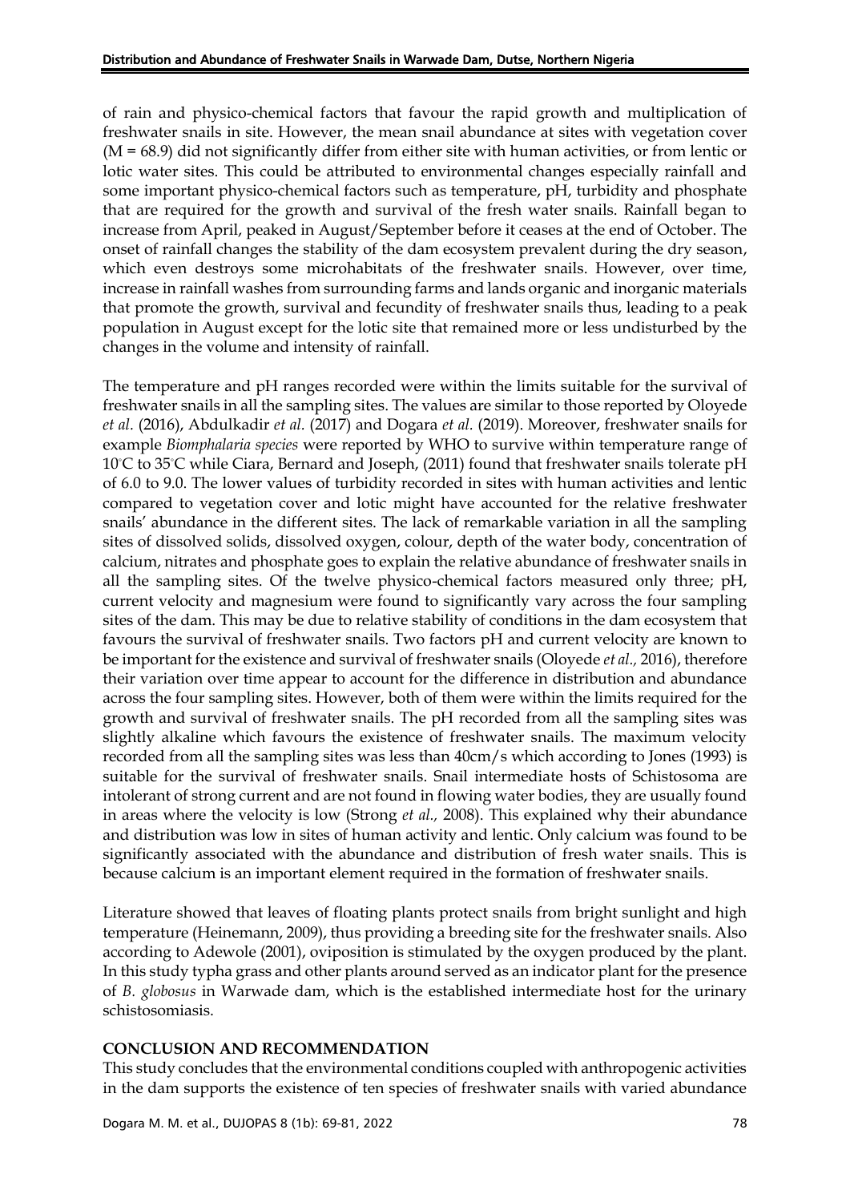of rain and physico-chemical factors that favour the rapid growth and multiplication of freshwater snails in site. However, the mean snail abundance at sites with vegetation cover ($M = 68.9$) did not significantly differ from either site with human activities, or from lentic or lotic water sites. This could be attributed to environmental changes especially rainfall and some important physico-chemical factors such as temperature, pH, turbidity and phosphate that are required for the growth and survival of the fresh water snails. Rainfall began to increase from April, peaked in August/September before it ceases at the end of October. The onset of rainfall changes the stability of the dam ecosystem prevalent during the dry season, which even destroys some microhabitats of the freshwater snails. However, over time, increase in rainfall washes from surrounding farms and lands organic and inorganic materials that promote the growth, survival and fecundity of freshwater snails thus, leading to a peak population in August except for the lotic site that remained more or less undisturbed by the changes in the volume and intensity of rainfall.

The temperature and pH ranges recorded were within the limits suitable for the survival of freshwater snails in all the sampling sites. The values are similar to those reported by Oloyede *et al.* (2016), Abdulkadir *et al.* (2017) and Dogara *et al.* (2019). Moreover, freshwater snails for example *Biomphalaria species* were reported by WHO to survive within temperature range of 10°C to 35°C while Ciara, Bernard and Joseph, (2011) found that freshwater snails tolerate pH of 6.0 to 9.0. The lower values of turbidity recorded in sites with human activities and lentic compared to vegetation cover and lotic might have accounted for the relative freshwater snails' abundance in the different sites. The lack of remarkable variation in all the sampling sites of dissolved solids, dissolved oxygen, colour, depth of the water body, concentration of calcium, nitrates and phosphate goes to explain the relative abundance of freshwater snails in all the sampling sites. Of the twelve physico-chemical factors measured only three; pH, current velocity and magnesium were found to significantly vary across the four sampling sites of the dam. This may be due to relative stability of conditions in the dam ecosystem that favours the survival of freshwater snails. Two factors pH and current velocity are known to be important for the existence and survival of freshwater snails (Oloyede *et al.,* 2016), therefore their variation over time appear to account for the difference in distribution and abundance across the four sampling sites. However, both of them were within the limits required for the growth and survival of freshwater snails. The pH recorded from all the sampling sites was slightly alkaline which favours the existence of freshwater snails. The maximum velocity recorded from all the sampling sites was less than 40cm/s which according to Jones (1993) is suitable for the survival of freshwater snails. Snail intermediate hosts of Schistosoma are intolerant of strong current and are not found in flowing water bodies, they are usually found in areas where the velocity is low (Strong *et al.,* 2008). This explained why their abundance and distribution was low in sites of human activity and lentic. Only calcium was found to be significantly associated with the abundance and distribution of fresh water snails. This is because calcium is an important element required in the formation of freshwater snails.

Literature showed that leaves of floating plants protect snails from bright sunlight and high temperature (Heinemann, 2009), thus providing a breeding site for the freshwater snails. Also according to Adewole (2001), oviposition is stimulated by the oxygen produced by the plant. In this study typha grass and other plants around served as an indicator plant for the presence of *B. globosus* in Warwade dam, which is the established intermediate host for the urinary schistosomiasis.

## CONCLUSION AND RECOMMENDATION

This study concludes that the environmental conditions coupled with anthropogenic activities in the dam supports the existence of ten species of freshwater snails with varied abundance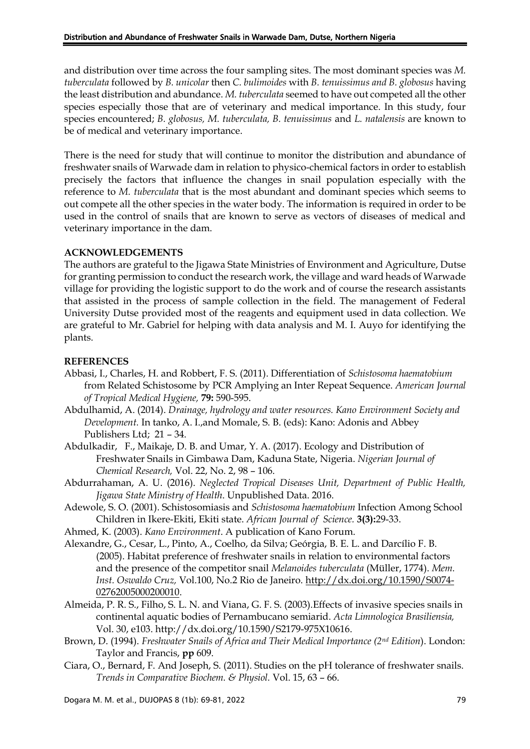and distribution over time across the four sampling sites. The most dominant species was *M. tuberculata* followed by *B. unicolar* then *C. bulimoides* with *B. tenuissimus and B. globosus* having the least distribution and abundance. *M. tuberculata* seemed to have out competed all the other species especially those that are of veterinary and medical importance. In this study, four species encountered; *B. globosus, M. tuberculata, B. tenuissimus* and *L. natalensis* are known to be of medical and veterinary importance.

There is the need for study that will continue to monitor the distribution and abundance of freshwater snails of Warwade dam in relation to physico-chemical factors in order to establish precisely the factors that influence the changes in snail population especially with the reference to *M. tuberculata* that is the most abundant and dominant species which seems to out compete all the other species in the water body. The information is required in order to be used in the control of snails that are known to serve as vectors of diseases of medical and veterinary importance in the dam.

**ACKNOWLEDGEMENTS**

The authors are grateful to the Jigawa State Ministries of Environment and Agriculture, Dutse for granting permission to conduct the research work, the village and ward heads of Warwade village for providing the logistic support to do the work and of course the research assistants that assisted in the process of sample collection in the field. The management of Federal University Dutse provided most of the reagents and equipment used in data collection. We are grateful to Mr. Gabriel for helping with data analysis and M. I. Auyo for identifying the plants.

**REFERENCES**

Abbasi, I., Charles, H. and Robbert, F. S. (2011). Differentiation of *Schistosoma haematobium* from Related Schistosome by PCR Amplying an Inter Repeat Sequence. *American Journal of Tropical Medical Hygiene,* **79:** 590-595.

Abdulhamid, A. (2014). *Drainage, hydrology and water resources. Kano Environment Society and Development.* In tanko, A. I.,and Momale, S. B. (eds): Kano: Adonis and Abbey Publishers Ltd; 21 – 34.

Abdulkadir, F., Maikaje, D. B. and Umar, Y. A. (2017). Ecology and Distribution of Freshwater Snails in Gimbawa Dam, Kaduna State, Nigeria. *Nigerian Journal of Chemical Research,* Vol. 22, No. 2, 98 – 106.

Abdurrahaman, A. U. (2016). *Neglected Tropical Diseases Unit, Department of Public Health, Jigawa State Ministry of Health*. Unpublished Data. 2016.

Adewole, S. O. (2001). Schistosomiasis and *Schistosoma haematobium* Infection Among School Children in Ikere-Ekiti, Ekiti state. *African Journal of Science.* **3(3):**29-33.

Ahmed, K. (2003). *Kano Environment*. A publication of Kano Forum.

Alexandre, G., Cesar, L., Pinto, A., Coelho, da Silva; Geórgia, B. E. L. and Darcílio F. B. (2005). Habitat preference of freshwater snails in relation to environmental factors and the presence of the competitor snail *Melanoides tuberculata* (Müller, 1774). *Mem. Inst. Oswaldo Cruz,* Vol.100, No.2 Rio de Janeiro. http://dx.doi.org/10.1590/S0074-02762005000200010.

Almeida, P. R. S., Filho, S. L. N. and Viana, G. F. S. (2003).Effects of invasive species snails in continental aquatic bodies of Pernambucano semiarid. *Acta Limnologica Brasiliensia,* Vol. 30, e103. http://dx.doi.org/10.1590/S2179-975X10616.

Brown, D. (1994). *Freshwater Snails of Africa and Their Medical Importance (2nd Edition*). London: Taylor and Francis, **pp** 609.

Ciara, O., Bernard, F. And Joseph, S. (2011). Studies on the pH tolerance of freshwater snails. *Trends in Comparative Biochem. & Physiol.* Vol. 15, 63 – 66.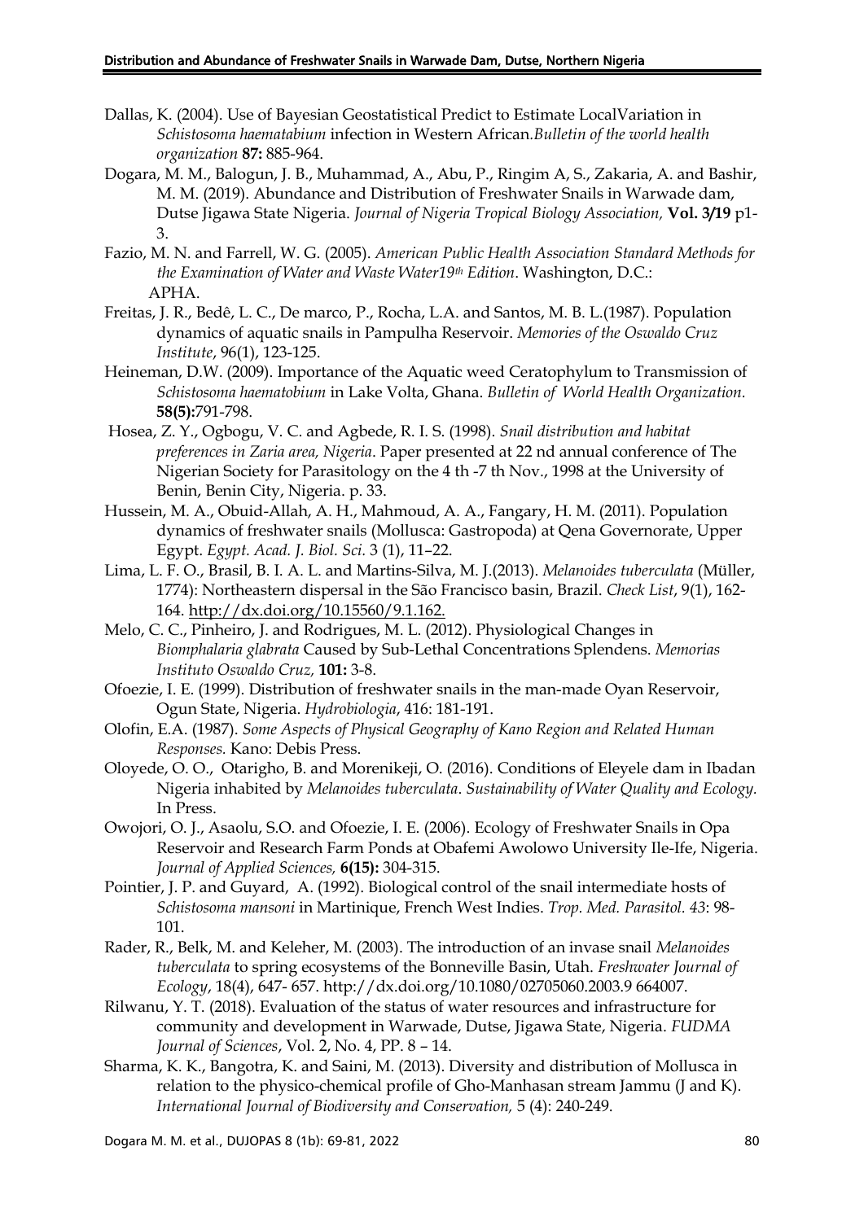Dallas, K. (2004). Use of Bayesian Geostatistical Predict to Estimate LocalVariation in *Schistosoma haematabium* infection in Western African.*Bulletin of the world health organization* **87:** 885-964.

Dogara, M. M., Balogun, J. B., Muhammad, A., Abu, P., Ringim A, S., Zakaria, A. and Bashir, M. M. (2019). Abundance and Distribution of Freshwater Snails in Warwade dam, Dutse Jigawa State Nigeria. *Journal of Nigeria Tropical Biology Association,* **Vol. 3/19** p1-3.

Fazio, M. N. and Farrell, W. G. (2005). *American Public Health Association Standard Methods for the Examination of Water and Waste Water19th Edition*. Washington, D.C.: APHA.

Freitas, J. R., Bedê, L. C., De marco, P., Rocha, L.A. and Santos, M. B. L.(1987). Population dynamics of aquatic snails in Pampulha Reservoir. *Memories of the Oswaldo Cruz Institute*, 96(1), 123-125.

Heineman, D.W. (2009). Importance of the Aquatic weed Ceratophylum to Transmission of *Schistosoma haematobium* in Lake Volta, Ghana. *Bulletin of World Health Organization.* **58(5):**791-798.

Hosea, Z. Y., Ogbogu, V. C. and Agbede, R. I. S. (1998). *Snail distribution and habitat preferences in Zaria area, Nigeria*. Paper presented at 22 nd annual conference of The Nigerian Society for Parasitology on the 4 th -7 th Nov., 1998 at the University of Benin, Benin City, Nigeria. p. 33.

Hussein, M. A., Obuid-Allah, A. H., Mahmoud, A. A., Fangary, H. M. (2011). Population dynamics of freshwater snails (Mollusca: Gastropoda) at Qena Governorate, Upper Egypt. *Egypt. Acad. J. Biol. Sci.* 3 (1), 11–22.

Lima, L. F. O., Brasil, B. I. A. L. and Martins-Silva, M. J.(2013). *Melanoides tuberculata* (Müller, 1774): Northeastern dispersal in the São Francisco basin, Brazil. *Check List*, 9(1), 162-164. http://dx.doi.org/10.15560/9.1.162.

Melo, C. C., Pinheiro, J. and Rodrigues, M. L. (2012). Physiological Changes in *Biomphalaria glabrata* Caused by Sub-Lethal Concentrations Splendens. *Memorias Instituto Oswaldo Cruz,* **101:** 3-8.

Ofoezie, I. E. (1999). Distribution of freshwater snails in the man-made Oyan Reservoir, Ogun State, Nigeria. *Hydrobiologia*, 416: 181-191.

Olofin, E.A. (1987). *Some Aspects of Physical Geography of Kano Region and Related Human Responses.* Kano: Debis Press.

Oloyede, O. O., Otarigho, B. and Morenikeji, O. (2016). Conditions of Eleyele dam in Ibadan Nigeria inhabited by *Melanoides tuberculata*. *Sustainability of Water Quality and Ecology.* In Press.

Owojori, O. J., Asaolu, S.O. and Ofoezie, I. E. (2006). Ecology of Freshwater Snails in Opa Reservoir and Research Farm Ponds at Obafemi Awolowo University Ile-Ife, Nigeria. *Journal of Applied Sciences,* **6(15):** 304-315.

Pointier, J. P. and Guyard, A. (1992). Biological control of the snail intermediate hosts of *Schistosoma mansoni* in Martinique, French West Indies. *Trop. Med. Parasitol. 43*: 98-101.

Rader, R., Belk, M. and Keleher, M. (2003). The introduction of an invase snail *Melanoides tuberculata* to spring ecosystems of the Bonneville Basin, Utah. *Freshwater Journal of Ecology*, 18(4), 647- 657. http://dx.doi.org/10.1080/02705060.2003.9 664007.

Rilwanu, Y. T. (2018). Evaluation of the status of water resources and infrastructure for community and development in Warwade, Dutse, Jigawa State, Nigeria. *FUDMA Journal of Sciences*, Vol. 2, No. 4, PP. 8 – 14.

Sharma, K. K., Bangotra, K. and Saini, M. (2013). Diversity and distribution of Mollusca in relation to the physico-chemical profile of Gho-Manhasan stream Jammu (J and K). *International Journal of Biodiversity and Conservation,* 5 (4): 240-249.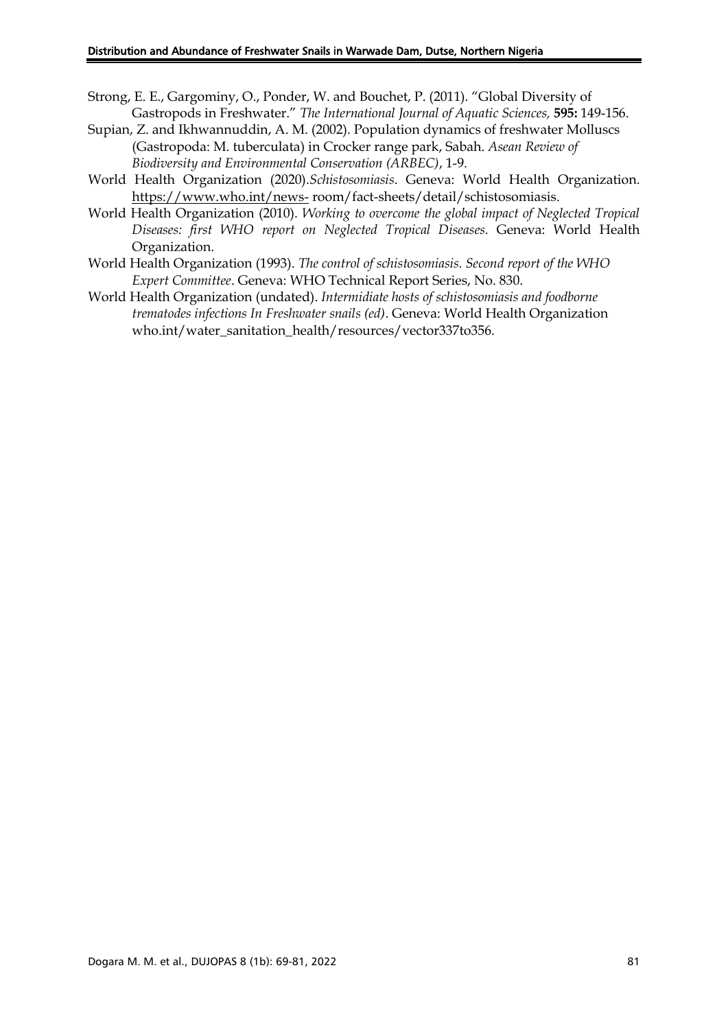Strong, E. E., Gargominy, O., Ponder, W. and Bouchet, P. (2011). "Global Diversity of Gastropods in Freshwater." *The International Journal of Aquatic Sciences,* **595:** 149-156.

Supian, Z. and Ikhwannuddin, A. M. (2002). Population dynamics of freshwater Molluscs (Gastropoda: M. tuberculata) in Crocker range park, Sabah. *Asean Review of Biodiversity and Environmental Conservation (ARBEC)*, 1-9.

World Health Organization (2020).*Schistosomiasis*. Geneva: World Health Organization. https://www.who.int/news- room/fact-sheets/detail/schistosomiasis.

World Health Organization (2010). *Working to overcome the global impact of Neglected Tropical Diseases: first WHO report on Neglected Tropical Diseases.* Geneva: World Health Organization.

World Health Organization (1993). *The control of schistosomiasis. Second report of the WHO Expert Committee*. Geneva: WHO Technical Report Series, No. 830.

World Health Organization (undated). *Intermidiate hosts of schistosomiasis and foodborne trematodes infections In Freshwater snails (ed)*. Geneva: World Health Organization who.int/water_sanitation_health/resources/vector337to356.